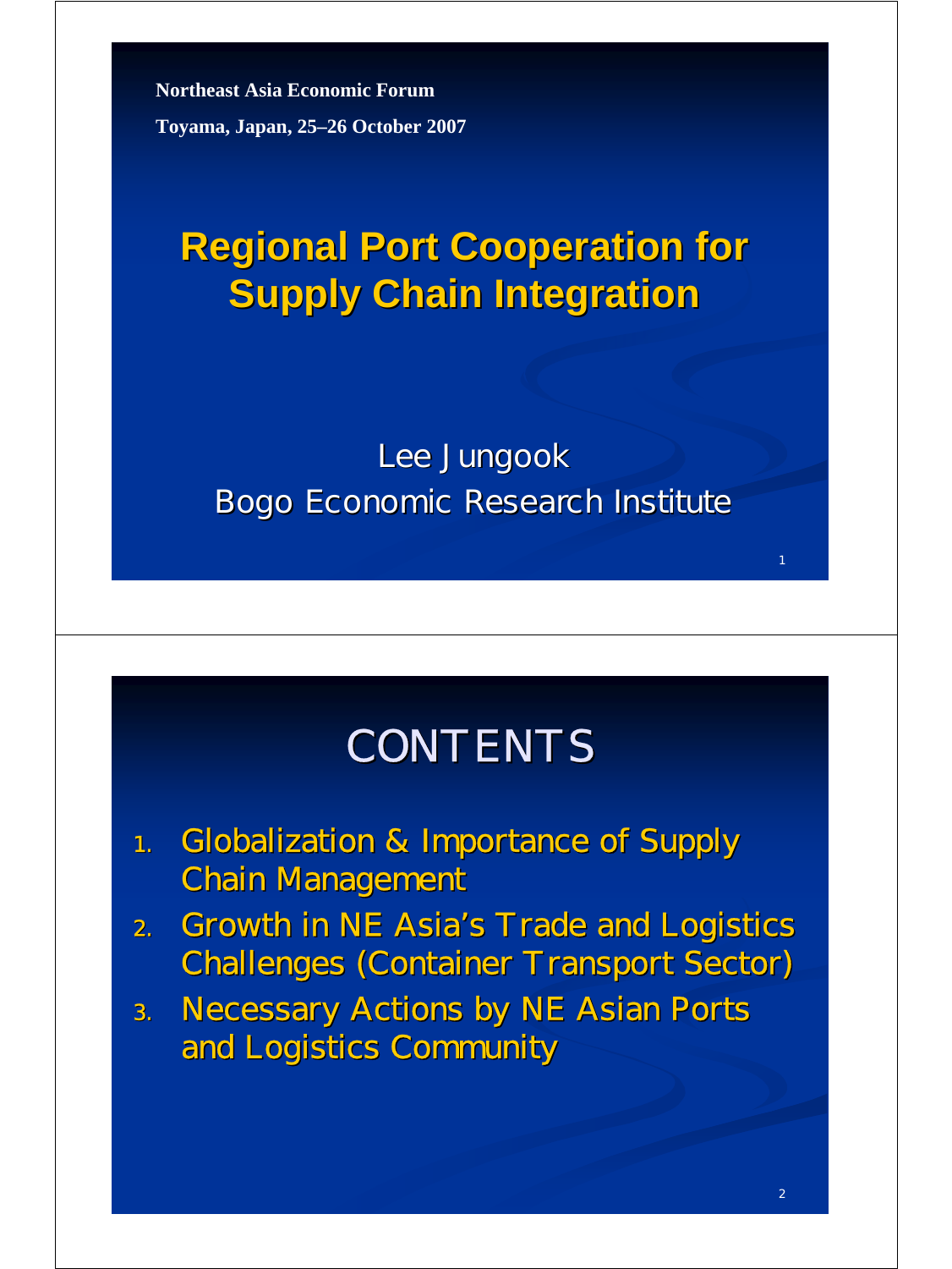Northeast Asia Economic Forum

Toyama, Japan, 25–26 October 2007

# Regional Port Cooperation for Supply Chain Integration

Lee Jungook

Bogo Economic Research Institute

## CONTENTS

1. Globalization & Importance of Supply Chain Management
2. Growth in NE Asia's Trade and Logistics Challenges (Container Transport Sector)
3. Necessary Actions by NE Asian Ports and Logistics Community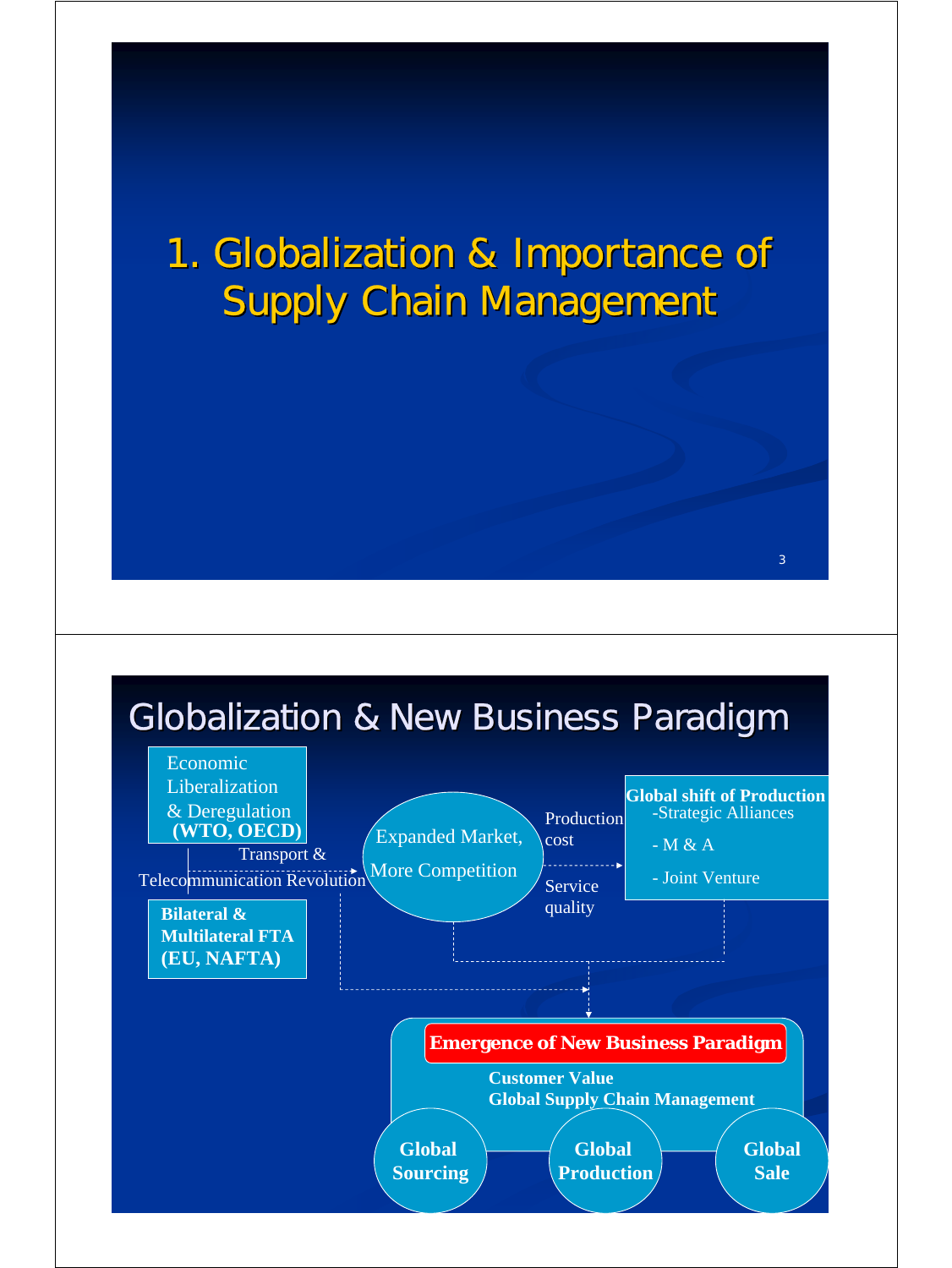# 1. Globalization & Importance of Supply Chain Management

## Globalization & New Business Paradigm

Economic Liberalization & Deregulation **(WTO, OECD)**

Transport & Telecommunication Revolution

**Bilateral & Multilateral FTA (EU, NAFTA)**

Expanded Market, More Competition

Production cost

Service quality

**Global shift of Production**
- Strategic Alliances
- M & A
- Joint Venture

**Emergence of New Business Paradigm**

**Customer Value**
**Global Supply Chain Management**

**Global Sourcing** | **Global Production** | **Global Sale**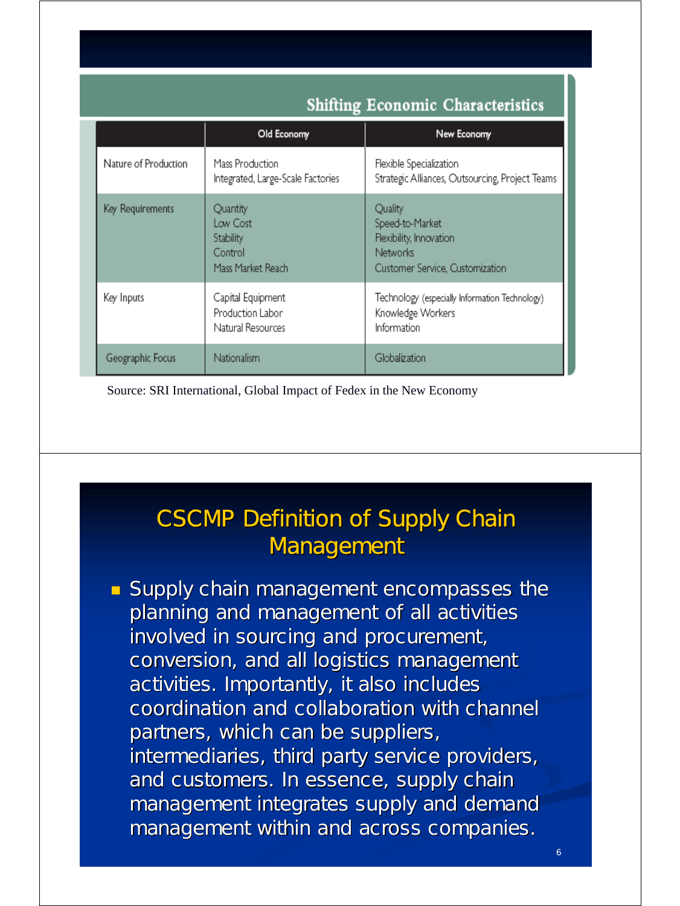## Shifting Economic Characteristics

| | Old Economy | New Economy |
|---|---|---|
| Nature of Production | Mass Production<br>Integrated, Large-Scale Factories | Flexible Specialization<br>Strategic Alliances, Outsourcing, Project Teams |
| Key Requirements | Quantity<br>Low Cost<br>Stability<br>Control<br>Mass Market Reach | Quality<br>Speed-to-Market<br>Flexibility, Innovation<br>Networks<br>Customer Service, Customization |
| Key Inputs | Capital Equipment<br>Production Labor<br>Natural Resources | Technology (especially Information Technology)<br>Knowledge Workers<br>Information |
| Geographic Focus | Nationalism | Globalization |

Source: SRI International, Global Impact of Fedex in the New Economy

## CSCMP Definition of Supply Chain Management

- Supply chain management encompasses the planning and management of all activities involved in sourcing and procurement, conversion, and all logistics management activities. Importantly, it also includes coordination and collaboration with channel partners, which can be suppliers, intermediaries, third party service providers, and customers. In essence, supply chain management integrates supply and demand management within and across companies.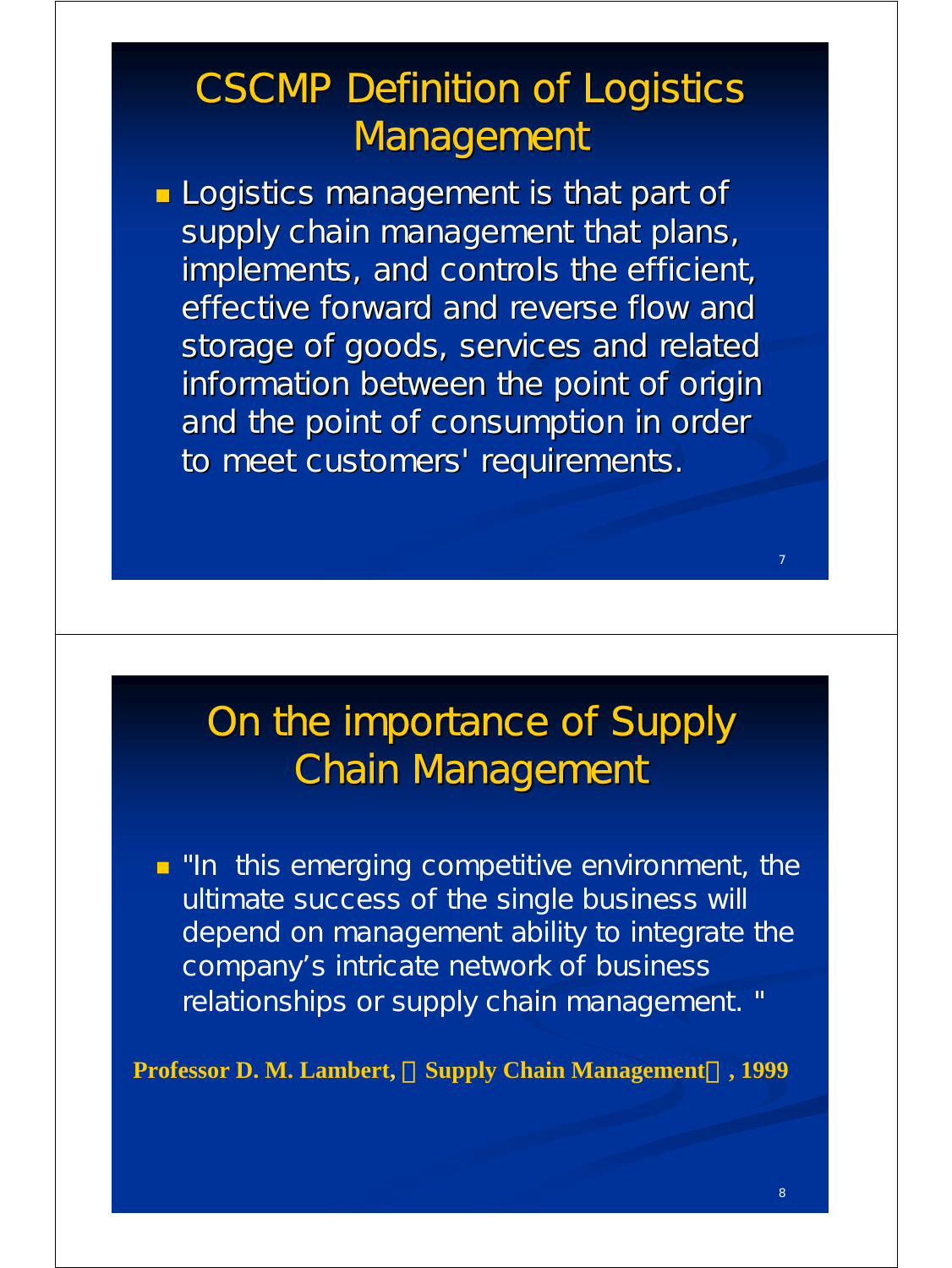## CSCMP Definition of Logistics Management

- Logistics management is that part of supply chain management that plans, implements, and controls the efficient, effective forward and reverse flow and storage of goods, services and related information between the point of origin and the point of consumption in order to meet customers' requirements.

## On the importance of Supply Chain Management

- "In this emerging competitive environment, the ultimate success of the single business will depend on management ability to integrate the company's intricate network of business relationships or supply chain management. "

**Professor D. M. Lambert, Supply Chain Management, 1999**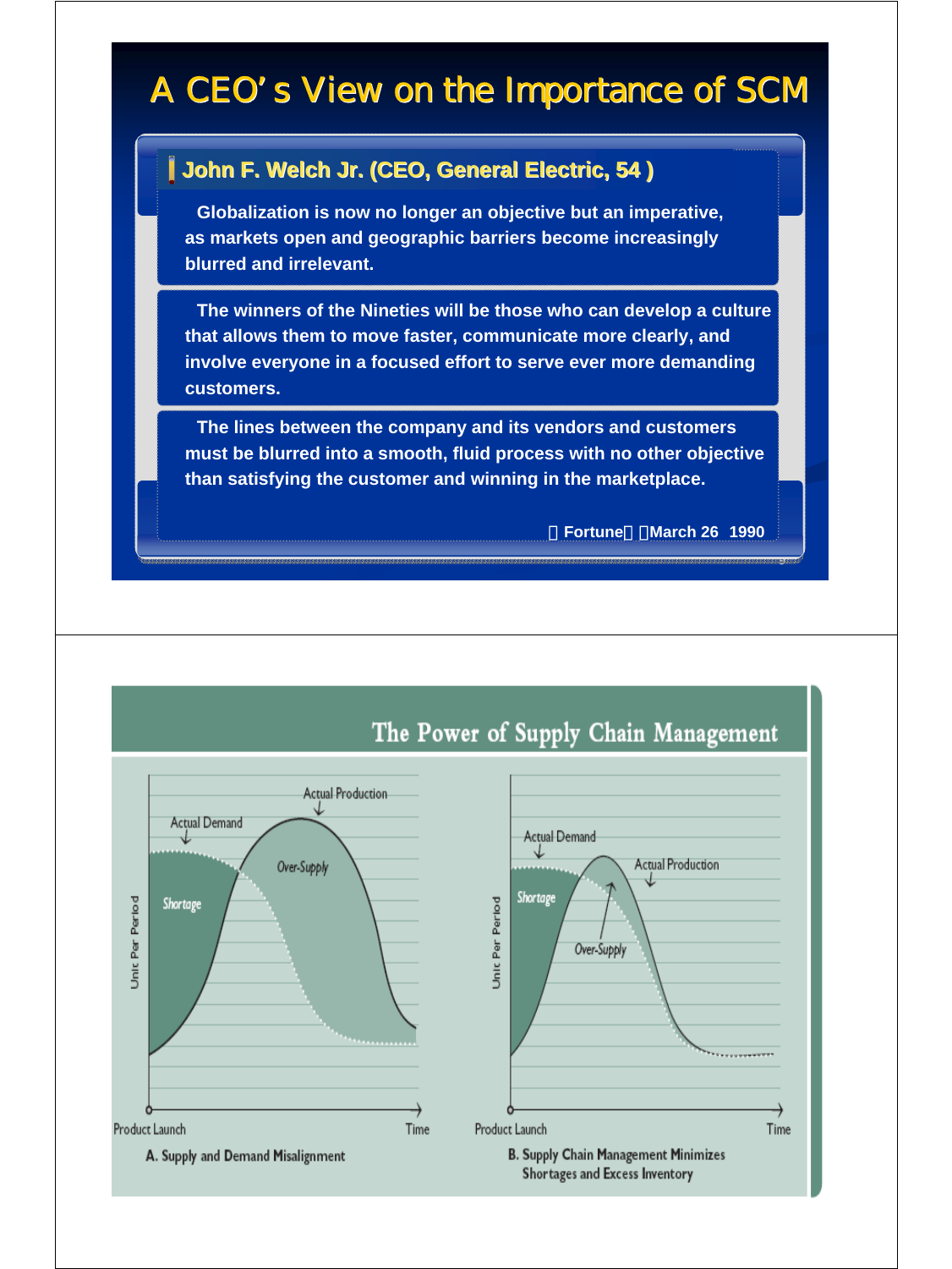# A CEO's View on the Importance of SCM

**John F. Welch Jr. (CEO, General Electric, 54 )**

**Globalization is now no longer an objective but an imperative, as markets open and geographic barriers become increasingly blurred and irrelevant.**

**The winners of the Nineties will be those who can develop a culture that allows them to move faster, communicate more clearly, and involve everyone in a focused effort to serve ever more demanding customers.**

**The lines between the company and its vendors and customers must be blurred into a smooth, fluid process with no other objective than satisfying the customer and winning in the marketplace.**

**Fortune March 26 1990**

# The Power of Supply Chain Management

Actual Production

Actual Demand

Over-Supply

Shortage

Unit Per Period

Product Launch

Time

A. Supply and Demand Misalignment

Actual Demand

Actual Production

Shortage

Over-Supply

Unit Per Period

Product Launch

Time

B. Supply Chain Management Minimizes Shortages and Excess Inventory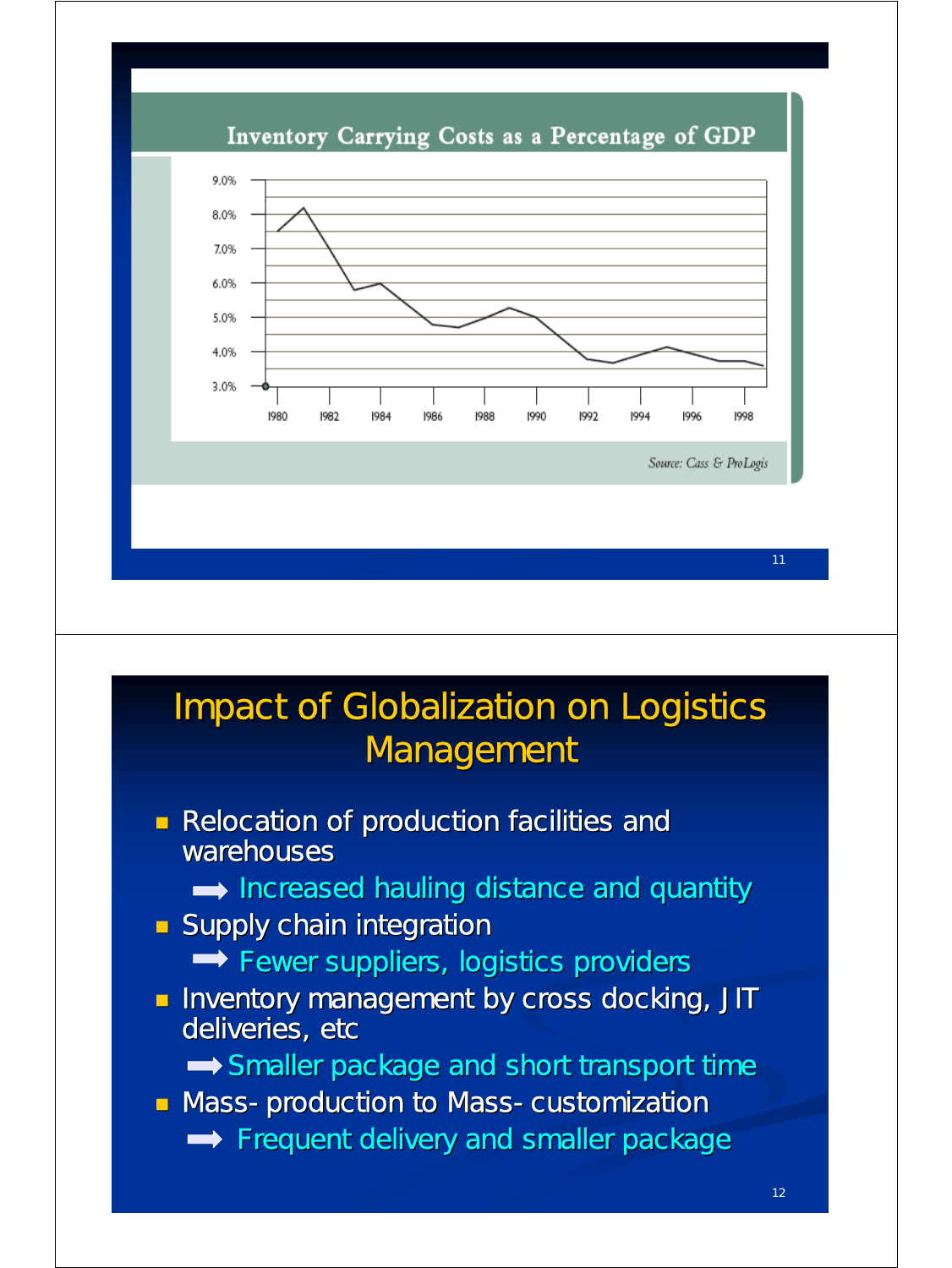## Inventory Carrying Costs as a Percentage of GDP

Source: Cass & ProLogis

# Impact of Globalization on Logistics Management

- Relocation of production facilities and warehouses
  - ➡ Increased hauling distance and quantity
- Supply chain integration
  - ➡ Fewer suppliers, logistics providers
- Inventory management by cross docking, JIT deliveries, etc
  - ➡ Smaller package and short transport time
- Mass- production to Mass- customization
  - ➡ Frequent delivery and smaller package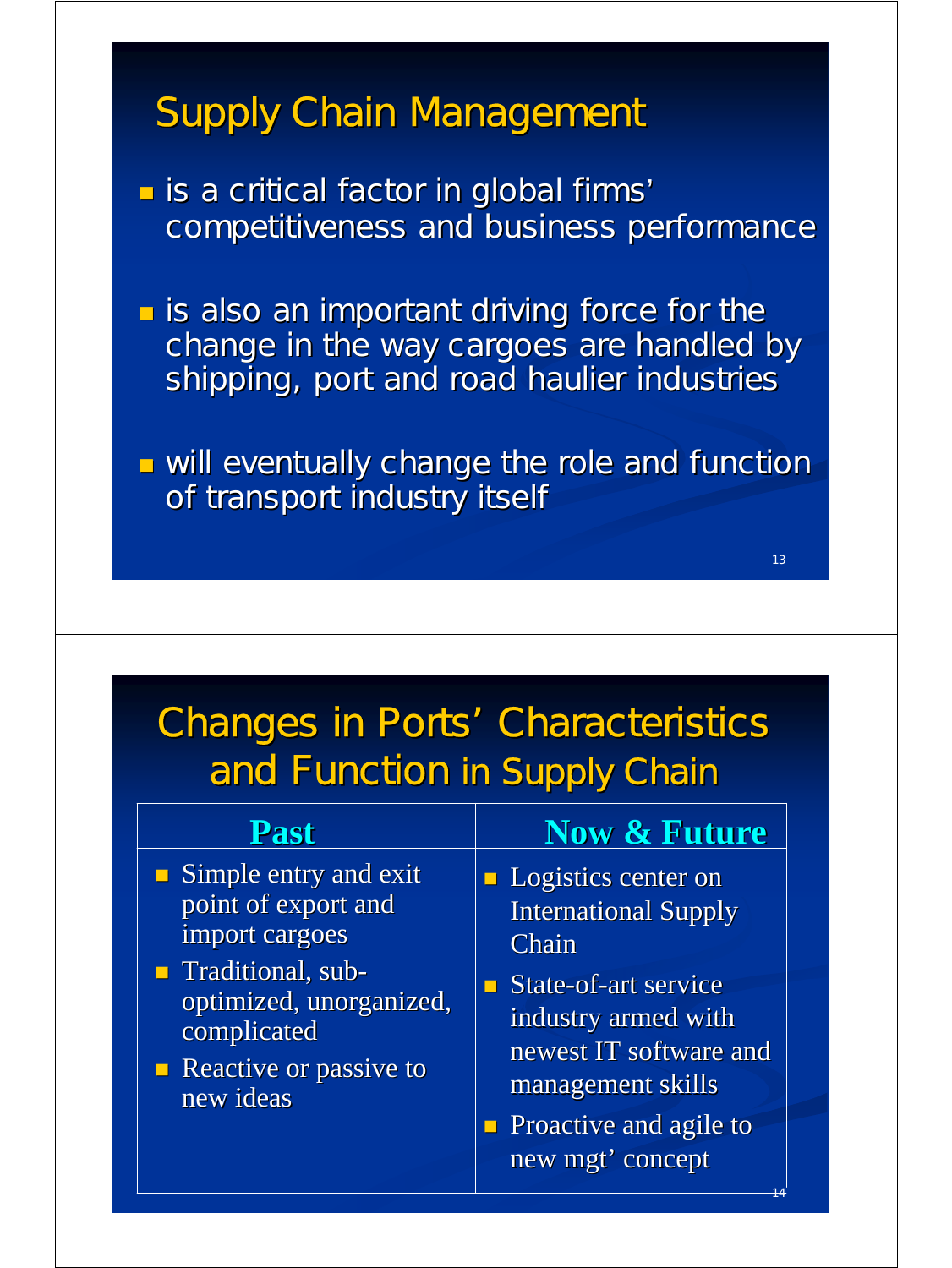## Supply Chain Management

- is a critical factor in global firms' competitiveness and business performance
- is also an important driving force for the change in the way cargoes are handled by shipping, port and road haulier industries
- will eventually change the role and function of transport industry itself

## Changes in Ports' Characteristics and Function in Supply Chain

| Past | Now & Future |
|---|---|
| • Simple entry and exit point of export and import cargoes<br>• Traditional, sub-optimized, unorganized, complicated<br>• Reactive or passive to new ideas | • Logistics center on International Supply Chain<br>• State-of-art service industry armed with newest IT software and management skills<br>• Proactive and agile to new mgt' concept |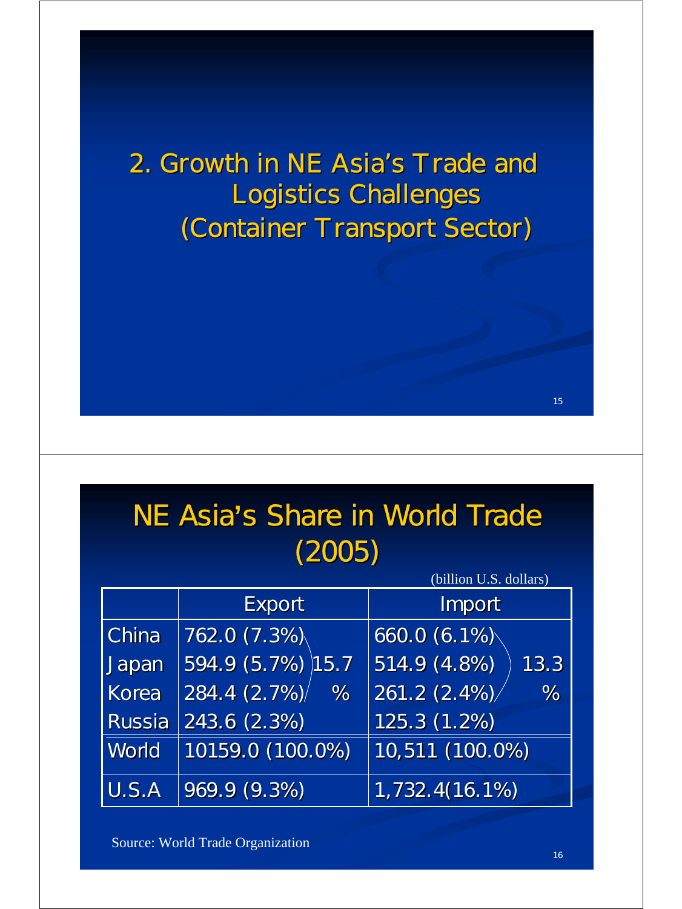## 2. Growth in NE Asia's Trade and Logistics Challenges (Container Transport Sector)

## NE Asia's Share in World Trade (2005)

(billion U.S. dollars)

| | Export | | Import | |
|---|---|---|---|---|
| China | 762.0 (7.3%) | 15.7 % | 660.0 (6.1%) | 13.3 % |
| Japan | 594.9 (5.7%) | | 514.9 (4.8%) | |
| Korea | 284.4 (2.7%) | | 261.2 (2.4%) | |
| Russia | 243.6 (2.3%) | | 125.3 (1.2%) | |
| World | 10159.0 (100.0%) | | 10,511 (100.0%) | |
| U.S.A | 969.9 (9.3%) | | 1,732.4(16.1%) | |

Source: World Trade Organization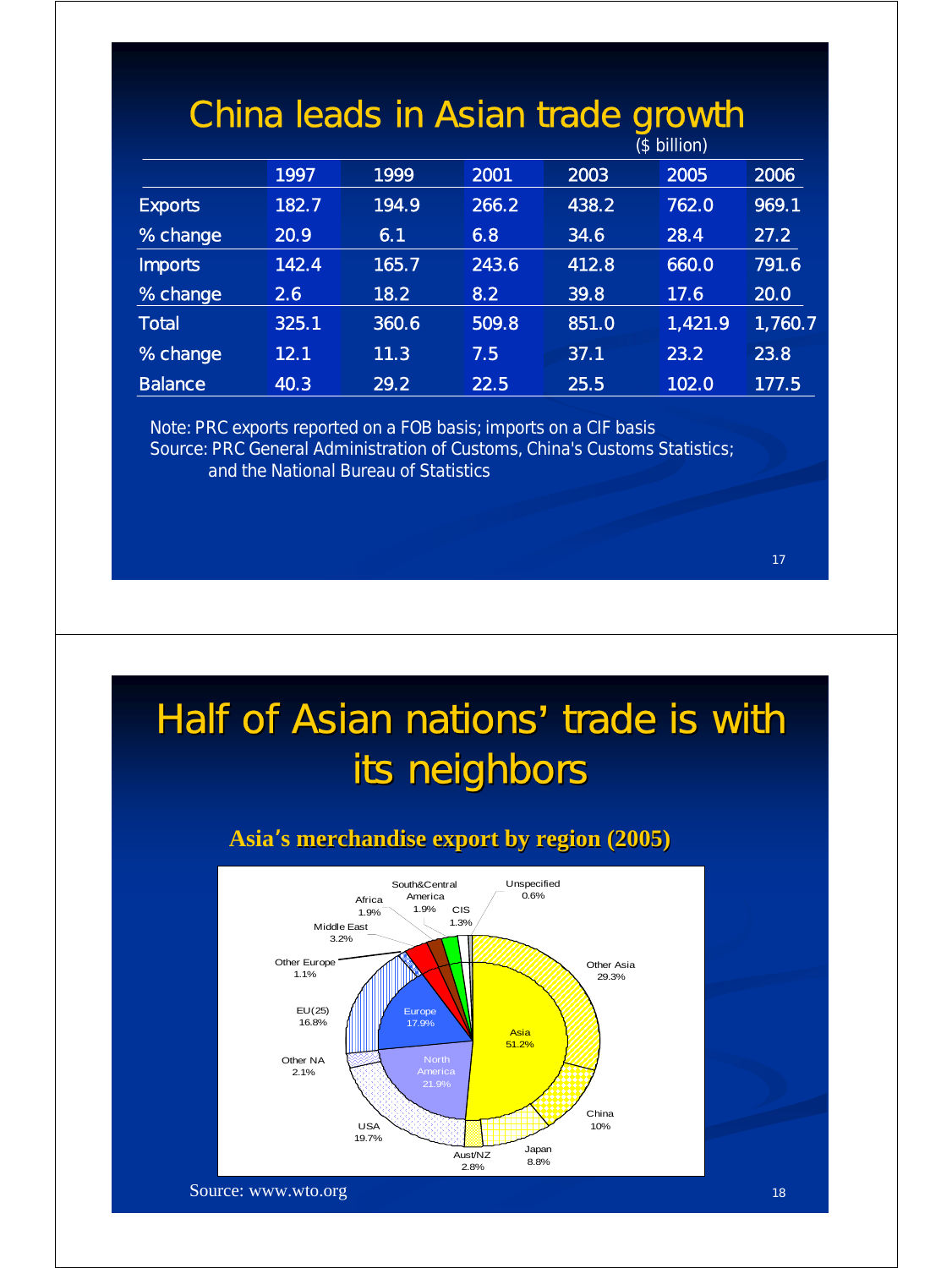# China leads in Asian trade growth

($ billion)

| | 1997 | 1999 | 2001 | 2003 | 2005 | 2006 |
|---|---|---|---|---|---|---|
| Exports | 182.7 | 194.9 | 266.2 | 438.2 | 762.0 | 969.1 |
| % change | 20.9 | 6.1 | 6.8 | 34.6 | 28.4 | 27.2 |
| Imports | 142.4 | 165.7 | 243.6 | 412.8 | 660.0 | 791.6 |
| % change | 2.6 | 18.2 | 8.2 | 39.8 | 17.6 | 20.0 |
| Total | 325.1 | 360.6 | 509.8 | 851.0 | 1,421.9 | 1,760.7 |
| % change | 12.1 | 11.3 | 7.5 | 37.1 | 23.2 | 23.8 |
| Balance | 40.3 | 29.2 | 22.5 | 25.5 | 102.0 | 177.5 |

Note: PRC exports reported on a FOB basis; imports on a CIF basis
Source: PRC General Administration of Customs, China's Customs Statistics; and the National Bureau of Statistics

# Half of Asian nations' trade is with its neighbors

**Asia's merchandise export by region (2005)**

| Region | Share | Sub-region | Share |
|---|---|---|---|
| Asia | 51.2% | Other Asia | 29.3% |
| | | China | 10% |
| | | Japan | 8.8% |
| | | Aust/NZ | 2.8% |
| North America | 21.9% | USA | 19.7% |
| | | Other NA | 2.1% |
| Europe | 17.9% | EU(25) | 16.8% |
| | | Other Europe | 1.1% |
| Middle East | 3.2% | | |
| Africa | 1.9% | | |
| South&Central America | 1.9% | | |
| CIS | 1.3% | | |
| Unspecified | 0.6% | | |

Source: www.wto.org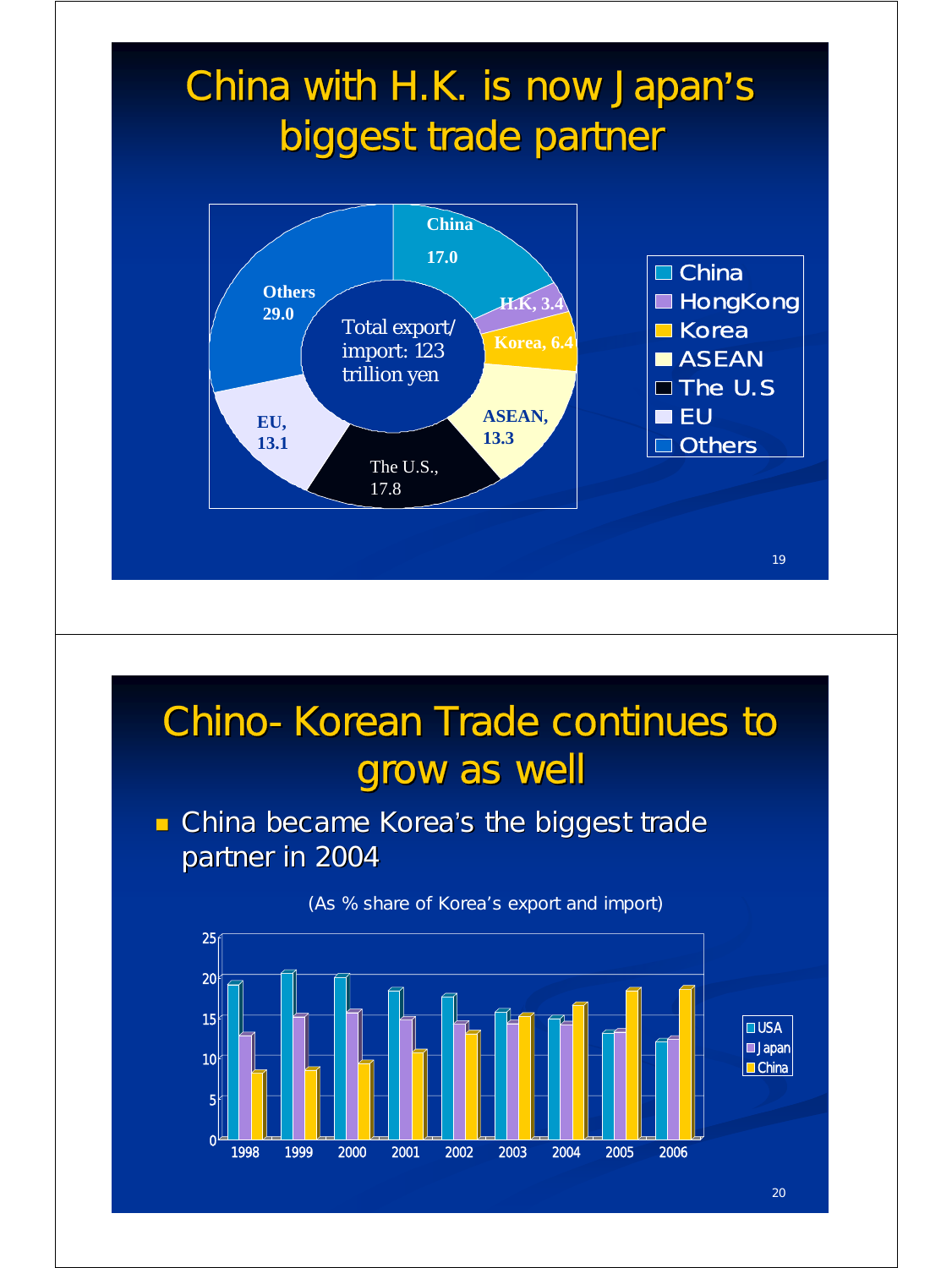# China with H.K. is now Japan's biggest trade partner

Total export/import: 123 trillion yen

| Partner | Share |
|---|---|
| China | 17.0 |
| HongKong | 3.4 |
| Korea | 6.4 |
| ASEAN | 13.3 |
| The U.S. | 17.8 |
| EU | 13.1 |
| Others | 29.0 |

# Chino- Korean Trade continues to grow as well

- China became Korea's the biggest trade partner in 2004

(As % share of Korea's export and import)

Chart legend: USA, Japan, China; years 1998–2006; y-axis 0–25.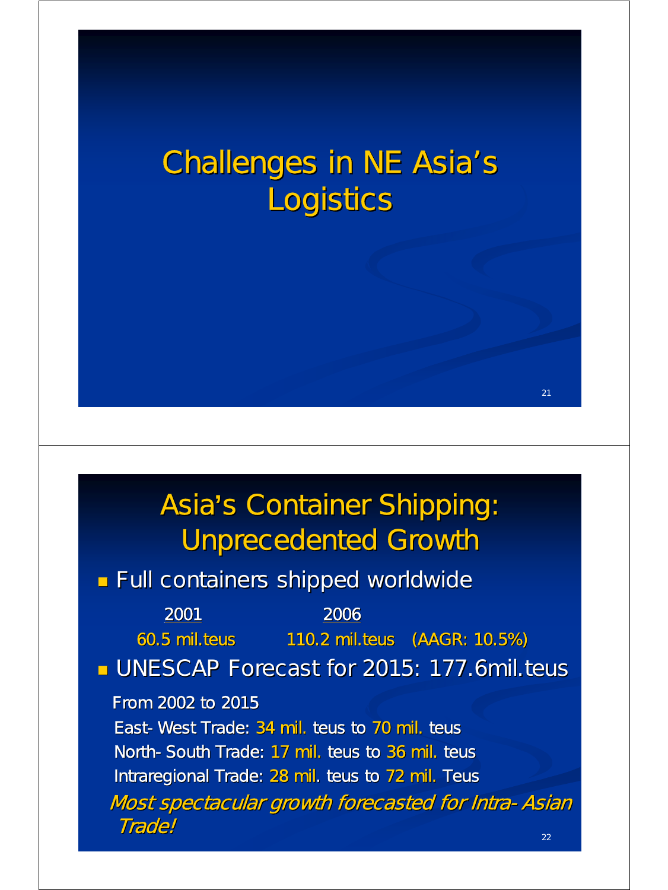# Challenges in NE Asia's Logistics

# Asia's Container Shipping: Unprecedented Growth

- Full containers shipped worldwide

| 2001 | 2006 | |
|---|---|---|
| 60.5 mil.teus | 110.2 mil.teus | (AAGR: 10.5%) |

- UNESCAP Forecast for 2015: 177.6mil.teus

From 2002 to 2015

East- West Trade: 34 mil. teus to 70 mil. teus

North- South Trade: 17 mil. teus to 36 mil. teus

Intraregional Trade: 28 mil. teus to 72 mil. Teus

*Most spectacular growth forecasted for Intra- Asian Trade!*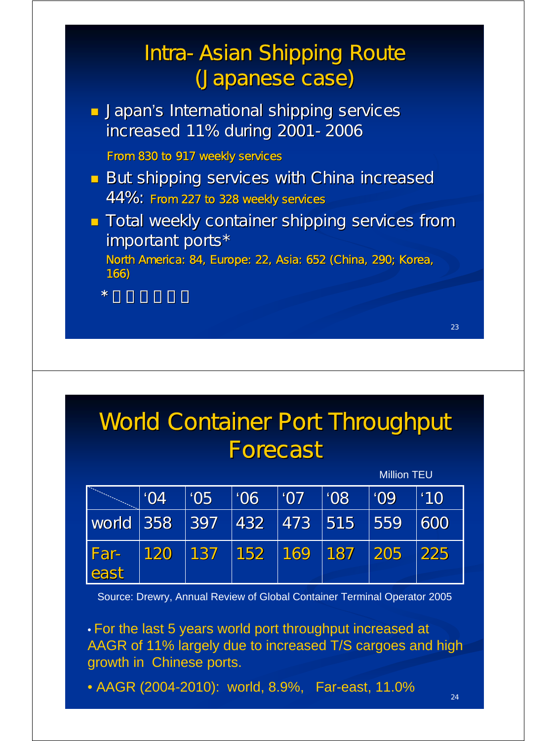# Intra-Asian Shipping Route (Japanese case)

- Japan's International shipping services increased 11% during 2001-2006

  From 830 to 917 weekly services

- But shipping services with China increased 44%: From 227 to 328 weekly services
- Total weekly container shipping services from important ports*

  North America: 84, Europe: 22, Asia: 652 (China, 290; Korea, 166)

  \* 

# World Container Port Throughput Forecast

Million TEU

| | '04 | '05 | '06 | '07 | '08 | '09 | '10 |
|---|---|---|---|---|---|---|---|
| world | 358 | 397 | 432 | 473 | 515 | 559 | 600 |
| Far-east | 120 | 137 | 152 | 169 | 187 | 205 | 225 |

Source: Drewry, Annual Review of Global Container Terminal Operator 2005

- For the last 5 years world port throughput increased at AAGR of 11% largely due to increased T/S cargoes and high growth in Chinese ports.
- AAGR (2004-2010): world, 8.9%, Far-east, 11.0%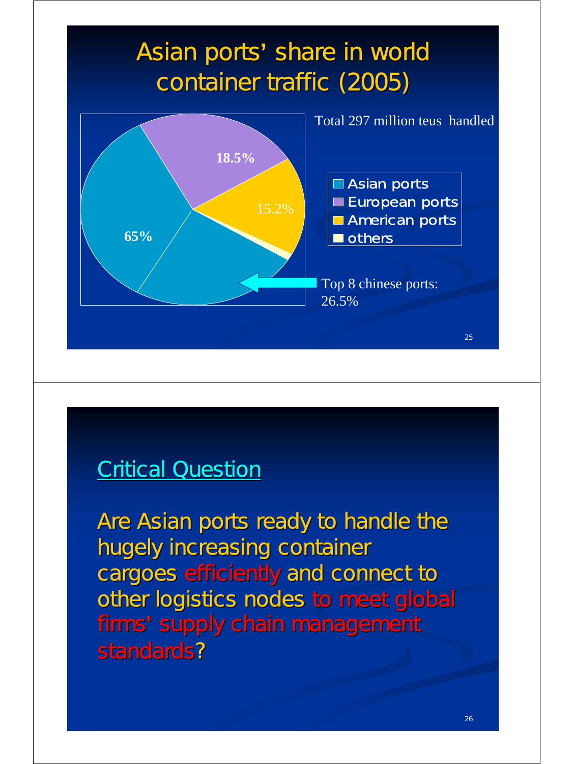# Asian ports' share in world container traffic (2005)

Total 297 million teus handled

- 65%
- 18.5%
- 15.2%

Asian ports
European ports
American ports
others

Top 8 chinese ports: 26.5%

## Critical Question

Are Asian ports ready to handle the hugely increasing container cargoes efficiently and connect to other logistics nodes to meet global firms' supply chain management standards?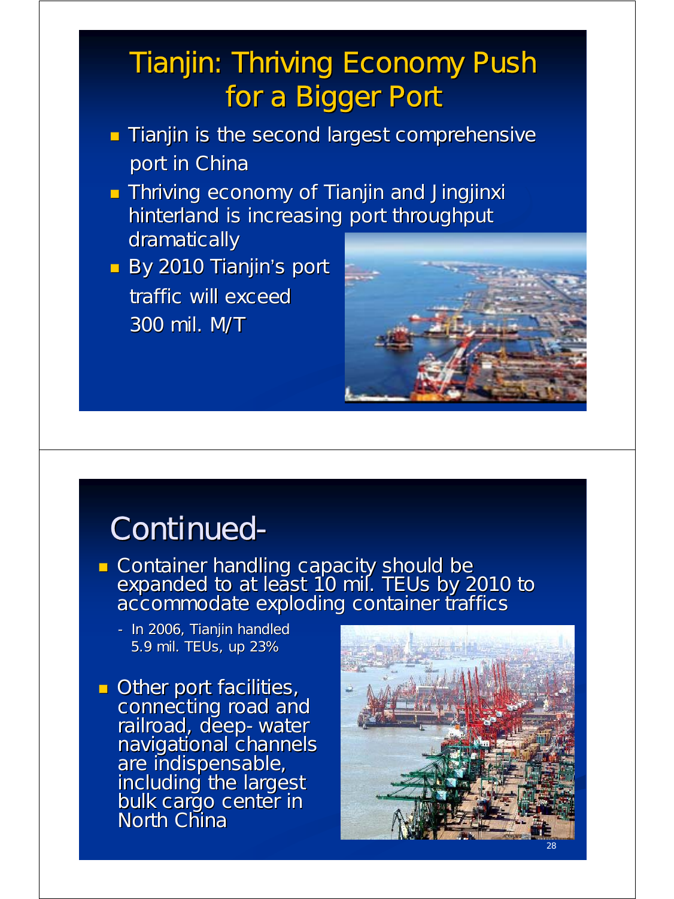# Tianjin: Thriving Economy Push for a Bigger Port

- Tianjin is the second largest comprehensive port in China
- Thriving economy of Tianjin and Jingjinxi hinterland is increasing port throughput dramatically
- By 2010 Tianjin's port traffic will exceed 300 mil. M/T

# Continued-

- Container handling capacity should be expanded to at least 10 mil. TEUs by 2010 to accommodate exploding container traffics
  - In 2006, Tianjin handled 5.9 mil. TEUs, up 23%
- Other port facilities, connecting road and railroad, deep- water navigational channels are indispensable, including the largest bulk cargo center in North China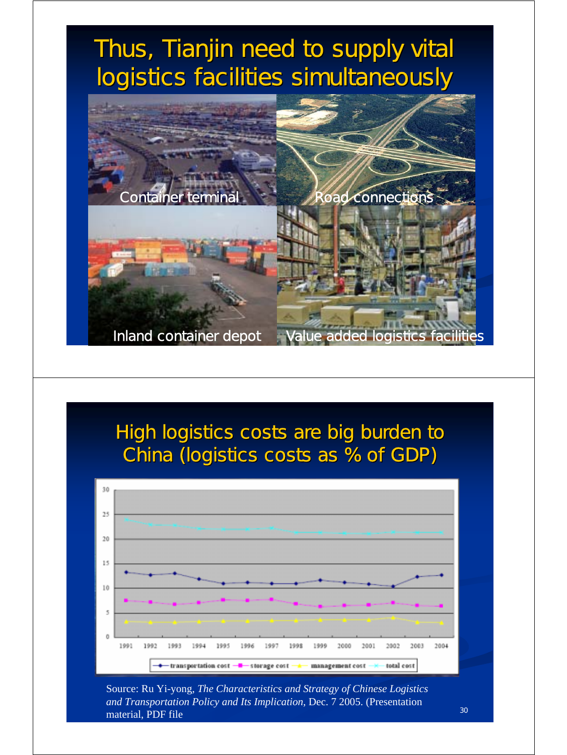# Thus, Tianjin need to supply vital logistics facilities simultaneously

Container terminal

Road connections

Inland container depot

Value added logistics facilities

# High logistics costs are big burden to China (logistics costs as % of GDP)

Source: Ru Yi-yong, *The Characteristics and Strategy of Chinese Logistics and Transportation Policy and Its Implication*, Dec. 7 2005. (Presentation material, PDF file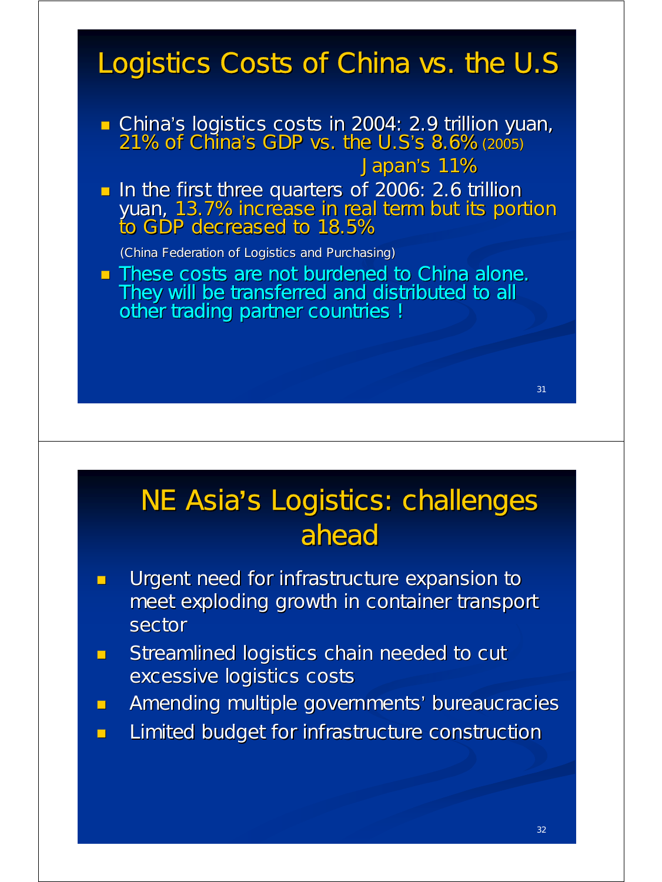## Logistics Costs of China vs. the U.S

- China's logistics costs in 2004: 2.9 trillion yuan, 21% of China's GDP vs. the U.S's 8.6% (2005)
  Japan's 11%
- In the first three quarters of 2006: 2.6 trillion yuan, 13.7% increase in real term but its portion to GDP decreased to 18.5%

  (China Federation of Logistics and Purchasing)
- These costs are not burdened to China alone. They will be transferred and distributed to all other trading partner countries !

## NE Asia's Logistics: challenges ahead

- Urgent need for infrastructure expansion to meet exploding growth in container transport sector
- Streamlined logistics chain needed to cut excessive logistics costs
- Amending multiple governments' bureaucracies
- Limited budget for infrastructure construction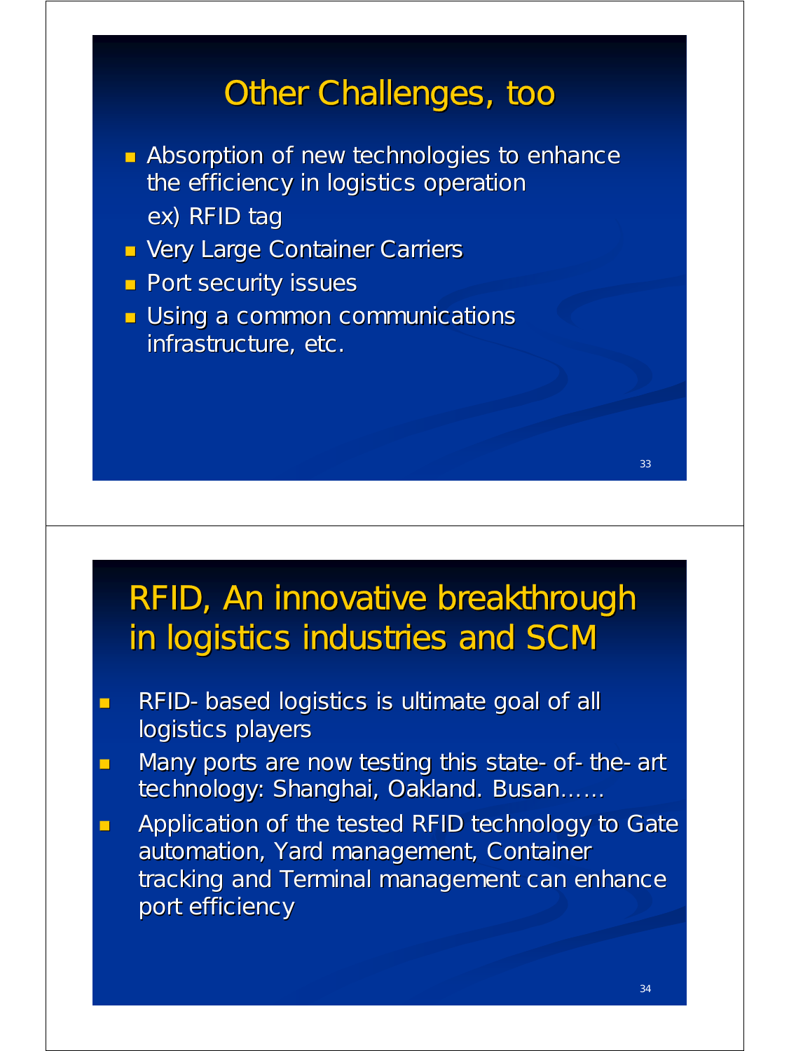## Other Challenges, too

- Absorption of new technologies to enhance the efficiency in logistics operation
  ex) RFID tag
- Very Large Container Carriers
- Port security issues
- Using a common communications infrastructure, etc.

## RFID, An innovative breakthrough in logistics industries and SCM

- RFID- based logistics is ultimate goal of all logistics players
- Many ports are now testing this state- of- the- art technology: Shanghai, Oakland. Busan……
- Application of the tested RFID technology to Gate automation, Yard management, Container tracking and Terminal management can enhance port efficiency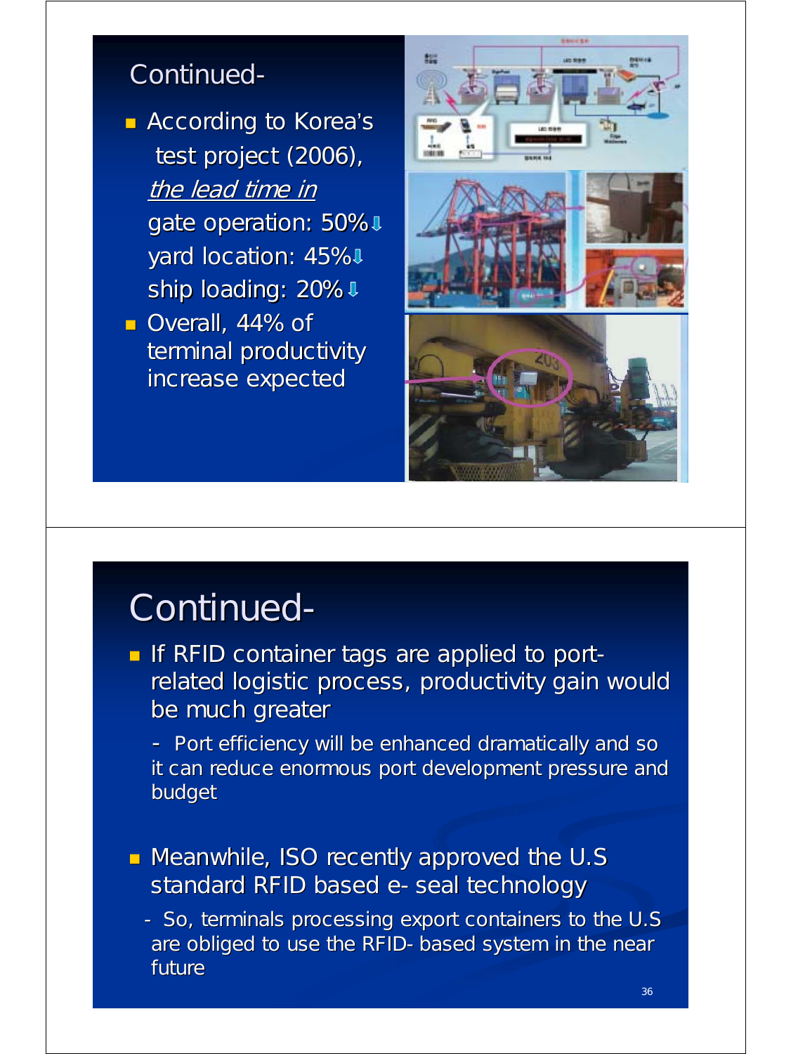## Continued-

- According to Korea's test project (2006), *the lead time in*
  gate operation: 50%⬇
  yard location: 45%⬇
  ship loading: 20%⬇
- Overall, 44% of terminal productivity increase expected

## Continued-

- If RFID container tags are applied to port-related logistic process, productivity gain would be much greater
  - Port efficiency will be enhanced dramatically and so it can reduce enormous port development pressure and budget
- Meanwhile, ISO recently approved the U.S standard RFID based e- seal technology
  - So, terminals processing export containers to the U.S are obliged to use the RFID- based system in the near future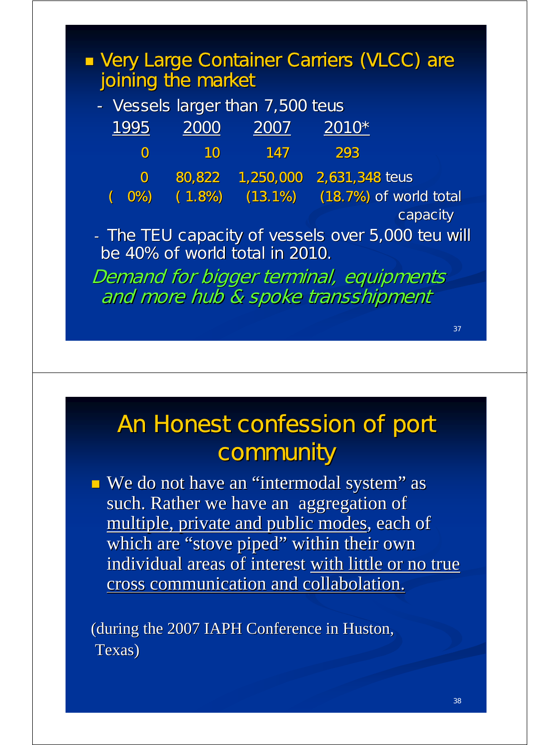- Very Large Container Carriers (VLCC) are joining the market
  - Vessels larger than 7,500 teus

| 1995 | 2000 | 2007 | 2010* | |
|---|---|---|---|---|
| 0 | 10 | 147 | 293 | |
| 0 | 80,822 | 1,250,000 | 2,631,348 | teus |
| ( 0%) | ( 1.8%) | (13.1%) | (18.7%) | of world total capacity |

  - The TEU capacity of vessels over 5,000 teu will be 40% of world total in 2010.

*Demand for bigger terminal, equipments and more hub & spoke transshipment*

# An Honest confession of port community

- We do not have an "intermodal system" as such. Rather we have an aggregation of <u>multiple, private and public modes</u>, each of which are "stove piped" within their own individual areas of interest <u>with little or no true cross communication and collabolation.</u>

(during the 2007 IAPH Conference in Huston, Texas)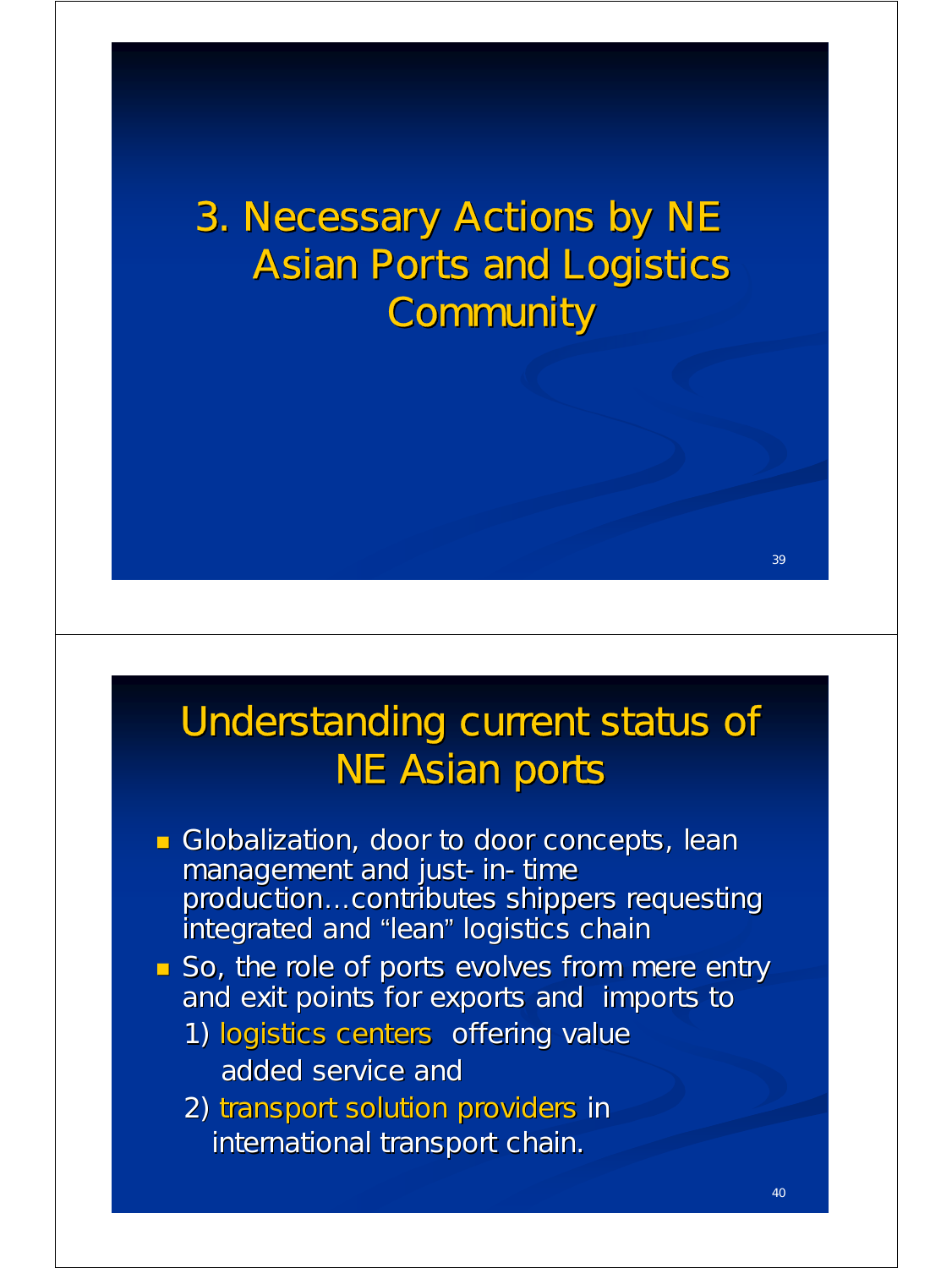# 3. Necessary Actions by NE Asian Ports and Logistics Community

## Understanding current status of NE Asian ports

- Globalization, door to door concepts, lean management and just- in- time production…contributes shippers requesting integrated and "lean" logistics chain
- So, the role of ports evolves from mere entry and exit points for exports and imports to
  1) logistics centers offering value added service and
  2) transport solution providers in international transport chain.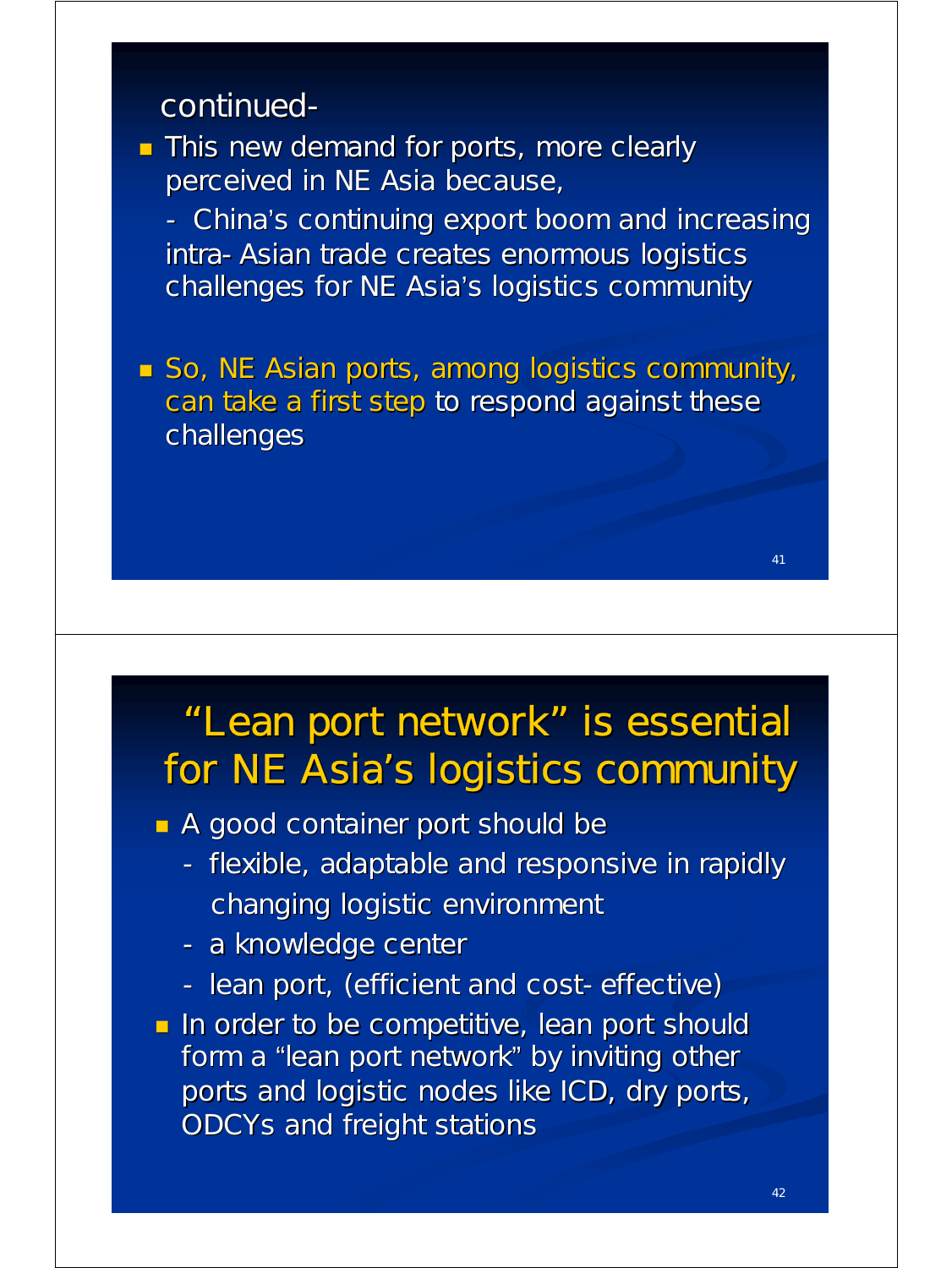continued-

- This new demand for ports, more clearly perceived in NE Asia because,
  - China's continuing export boom and increasing intra- Asian trade creates enormous logistics challenges for NE Asia's logistics community

- So, NE Asian ports, among logistics community, can take a first step to respond against these challenges

## "Lean port network" is essential for NE Asia's logistics community

- A good container port should be
  - flexible, adaptable and responsive in rapidly changing logistic environment
  - a knowledge center
  - lean port, (efficient and cost- effective)
- In order to be competitive, lean port should form a "lean port network" by inviting other ports and logistic nodes like ICD, dry ports, ODCYs and freight stations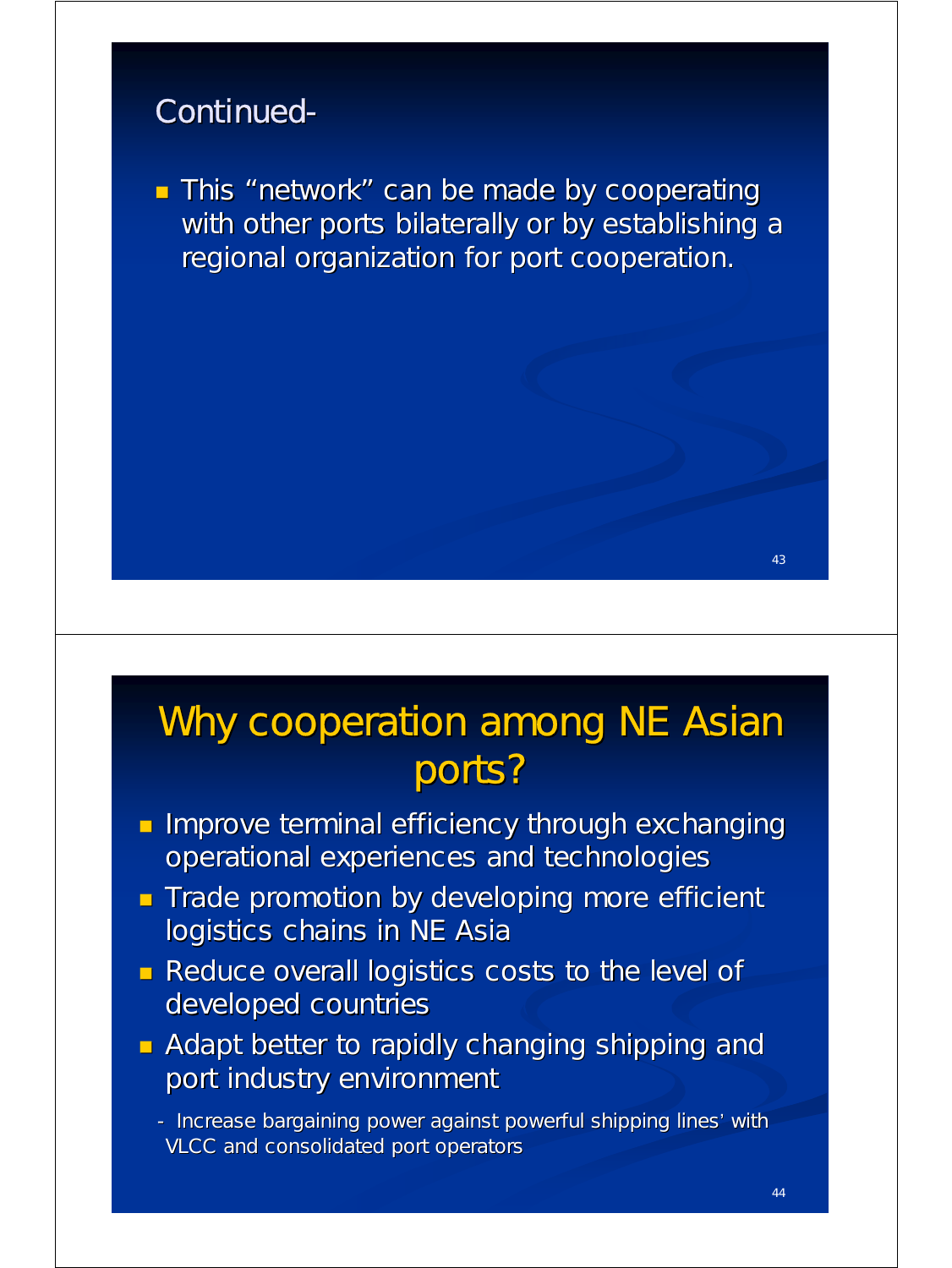## Continued-

- This "network" can be made by cooperating with other ports bilaterally or by establishing a regional organization for port cooperation.

## Why cooperation among NE Asian ports?

- Improve terminal efficiency through exchanging operational experiences and technologies
- Trade promotion by developing more efficient logistics chains in NE Asia
- Reduce overall logistics costs to the level of developed countries
- Adapt better to rapidly changing shipping and port industry environment
  - Increase bargaining power against powerful shipping lines' with VLCC and consolidated port operators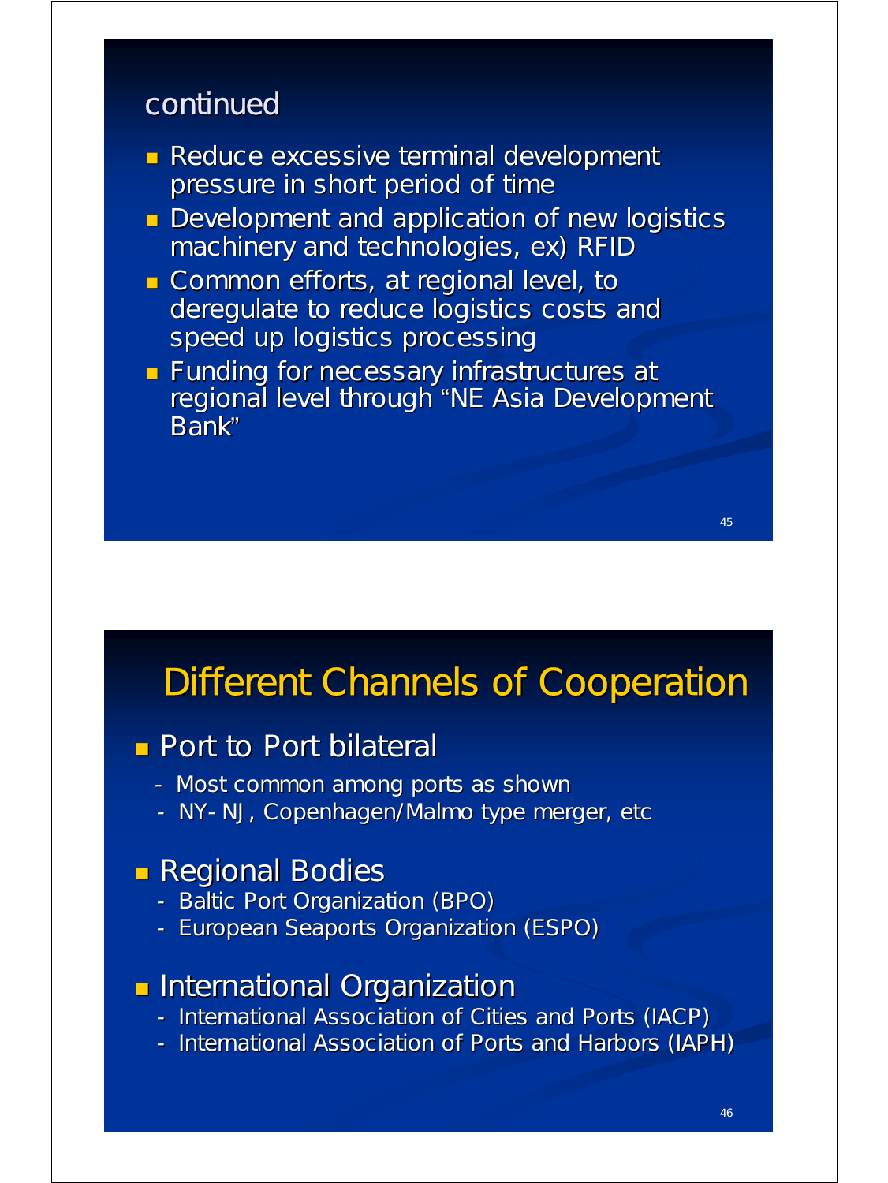## continued

- Reduce excessive terminal development pressure in short period of time
- Development and application of new logistics machinery and technologies, ex) RFID
- Common efforts, at regional level, to deregulate to reduce logistics costs and speed up logistics processing
- Funding for necessary infrastructures at regional level through "NE Asia Development Bank"

## Different Channels of Cooperation

- Port to Port bilateral
  - Most common among ports as shown
  - NY- NJ, Copenhagen/Malmo type merger, etc
- Regional Bodies
  - Baltic Port Organization (BPO)
  - European Seaports Organization (ESPO)
- International Organization
  - International Association of Cities and Ports (IACP)
  - International Association of Ports and Harbors (IAPH)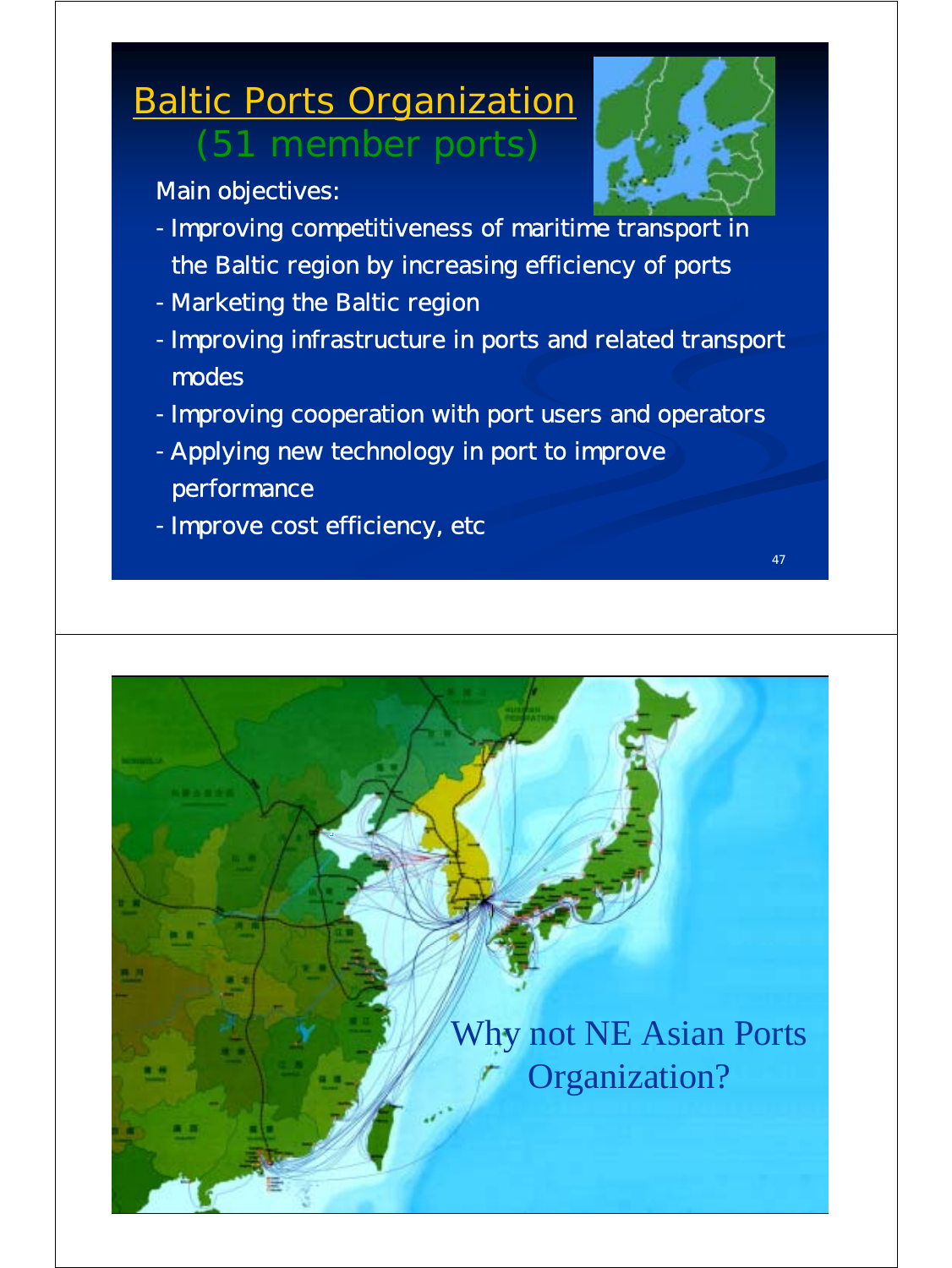## Baltic Ports Organization (51 member ports)

Main objectives:

- Improving competitiveness of maritime transport in the Baltic region by increasing efficiency of ports
- Marketing the Baltic region
- Improving infrastructure in ports and related transport modes
- Improving cooperation with port users and operators
- Applying new technology in port to improve performance
- Improve cost efficiency, etc

Why not NE Asian Ports Organization?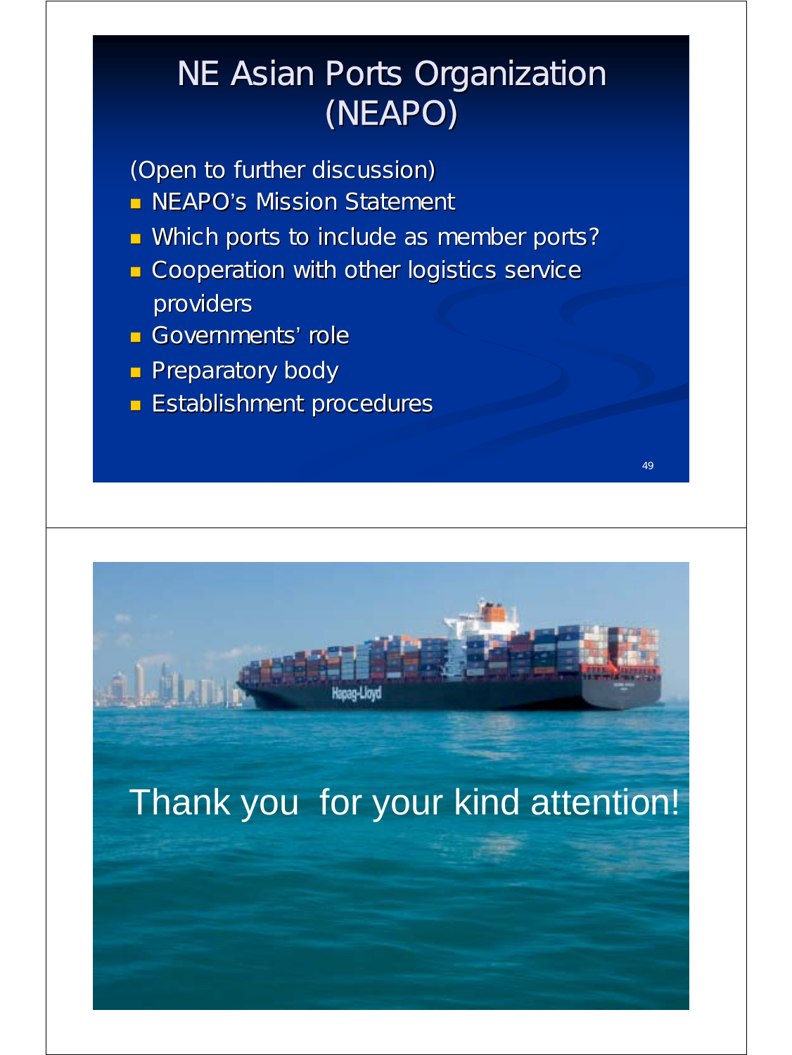# NE Asian Ports Organization (NEAPO)

(Open to further discussion)

- NEAPO's Mission Statement
- Which ports to include as member ports?
- Cooperation with other logistics service providers
- Governments' role
- Preparatory body
- Establishment procedures

Thank you for your kind attention!